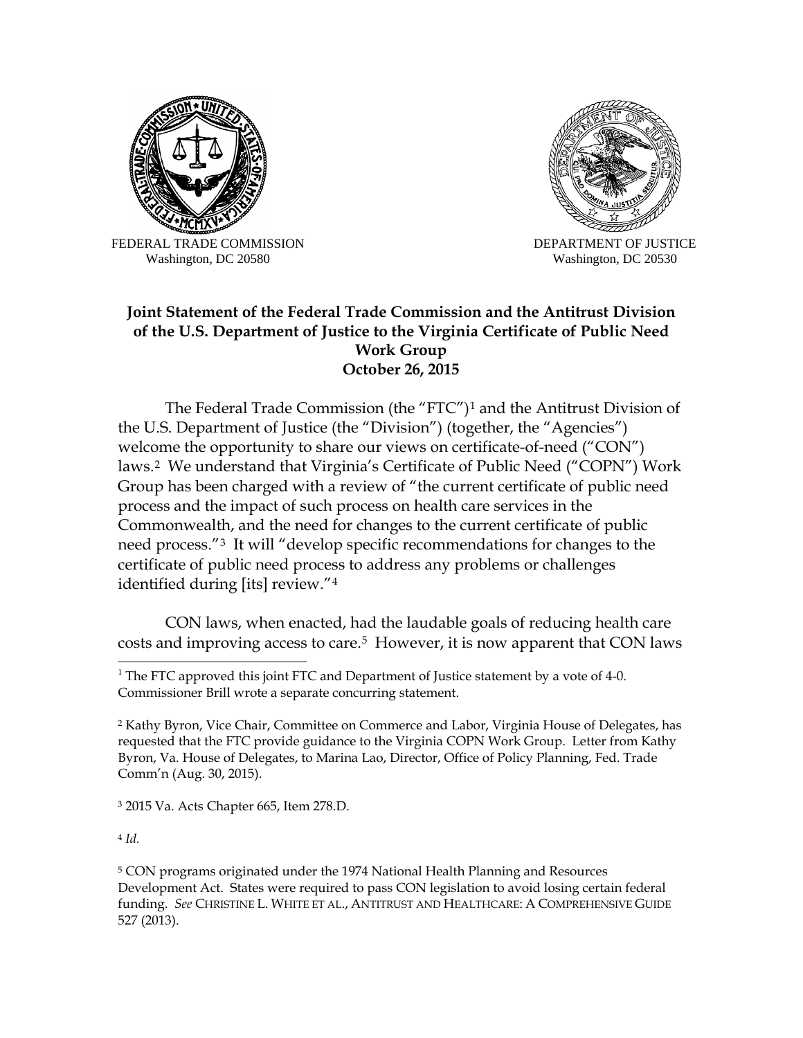FEDERAL TRADE COMMISSION
Washington, DC 20580

DEPARTMENT OF JUSTICE
Washington, DC 20530

**Joint Statement of the Federal Trade Commission and the Antitrust Division of the U.S. Department of Justice to the Virginia Certificate of Public Need Work Group**
**October 26, 2015**

The Federal Trade Commission (the "FTC")[1] and the Antitrust Division of the U.S. Department of Justice (the "Division") (together, the "Agencies") welcome the opportunity to share our views on certificate-of-need ("CON") laws.[2] We understand that Virginia's Certificate of Public Need ("COPN") Work Group has been charged with a review of "the current certificate of public need process and the impact of such process on health care services in the Commonwealth, and the need for changes to the current certificate of public need process."[3] It will "develop specific recommendations for changes to the certificate of public need process to address any problems or challenges identified during [its] review."[4]

CON laws, when enacted, had the laudable goals of reducing health care costs and improving access to care.[5] However, it is now apparent that CON laws

---

[1] The FTC approved this joint FTC and Department of Justice statement by a vote of 4-0. Commissioner Brill wrote a separate concurring statement.

[2] Kathy Byron, Vice Chair, Committee on Commerce and Labor, Virginia House of Delegates, has requested that the FTC provide guidance to the Virginia COPN Work Group. Letter from Kathy Byron, Va. House of Delegates, to Marina Lao, Director, Office of Policy Planning, Fed. Trade Comm'n (Aug. 30, 2015).

[3] 2015 Va. Acts Chapter 665, Item 278.D.

[4] *Id.*

[5] CON programs originated under the 1974 National Health Planning and Resources Development Act. States were required to pass CON legislation to avoid losing certain federal funding. *See* CHRISTINE L. WHITE ET AL., ANTITRUST AND HEALTHCARE: A COMPREHENSIVE GUIDE 527 (2013).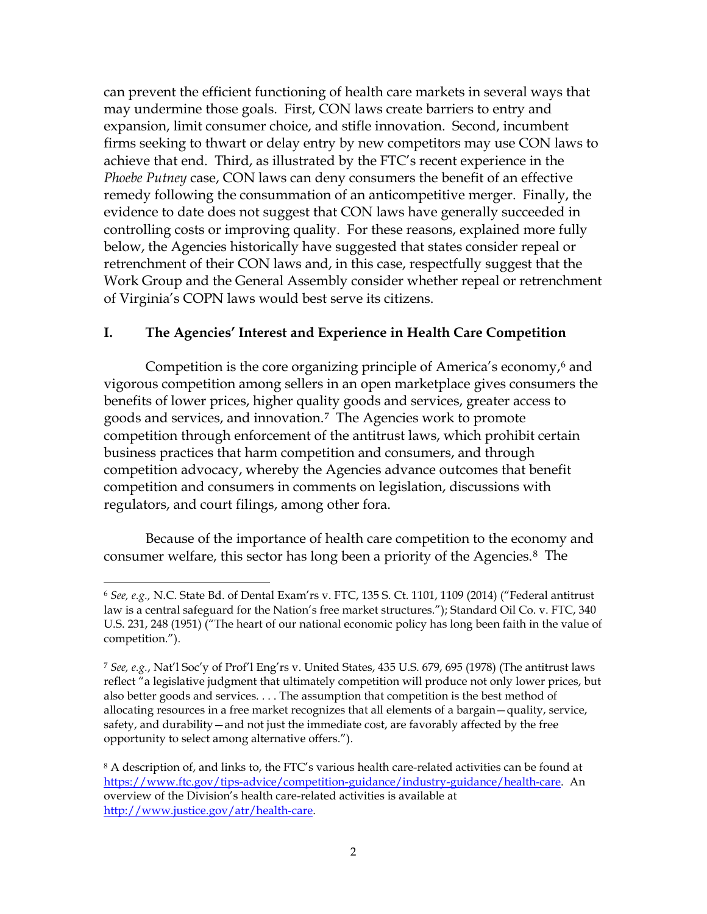can prevent the efficient functioning of health care markets in several ways that may undermine those goals. First, CON laws create barriers to entry and expansion, limit consumer choice, and stifle innovation. Second, incumbent firms seeking to thwart or delay entry by new competitors may use CON laws to achieve that end. Third, as illustrated by the FTC's recent experience in the *Phoebe Putney* case, CON laws can deny consumers the benefit of an effective remedy following the consummation of an anticompetitive merger. Finally, the evidence to date does not suggest that CON laws have generally succeeded in controlling costs or improving quality. For these reasons, explained more fully below, the Agencies historically have suggested that states consider repeal or retrenchment of their CON laws and, in this case, respectfully suggest that the Work Group and the General Assembly consider whether repeal or retrenchment of Virginia's COPN laws would best serve its citizens.

## I. The Agencies' Interest and Experience in Health Care Competition

Competition is the core organizing principle of America's economy,[6] and vigorous competition among sellers in an open marketplace gives consumers the benefits of lower prices, higher quality goods and services, greater access to goods and services, and innovation.[7] The Agencies work to promote competition through enforcement of the antitrust laws, which prohibit certain business practices that harm competition and consumers, and through competition advocacy, whereby the Agencies advance outcomes that benefit competition and consumers in comments on legislation, discussions with regulators, and court filings, among other fora.

Because of the importance of health care competition to the economy and consumer welfare, this sector has long been a priority of the Agencies.[8] The

---

[6] *See, e.g.,* N.C. State Bd. of Dental Exam'rs v. FTC, 135 S. Ct. 1101, 1109 (2014) ("Federal antitrust law is a central safeguard for the Nation's free market structures."); Standard Oil Co. v. FTC, 340 U.S. 231, 248 (1951) ("The heart of our national economic policy has long been faith in the value of competition.").

[7] *See, e.g.*, Nat'l Soc'y of Prof'l Eng'rs v. United States, 435 U.S. 679, 695 (1978) (The antitrust laws reflect "a legislative judgment that ultimately competition will produce not only lower prices, but also better goods and services. . . . The assumption that competition is the best method of allocating resources in a free market recognizes that all elements of a bargain—quality, service, safety, and durability—and not just the immediate cost, are favorably affected by the free opportunity to select among alternative offers.").

[8] A description of, and links to, the FTC's various health care-related activities can be found at https://www.ftc.gov/tips-advice/competition-guidance/industry-guidance/health-care. An overview of the Division's health care-related activities is available at http://www.justice.gov/atr/health-care.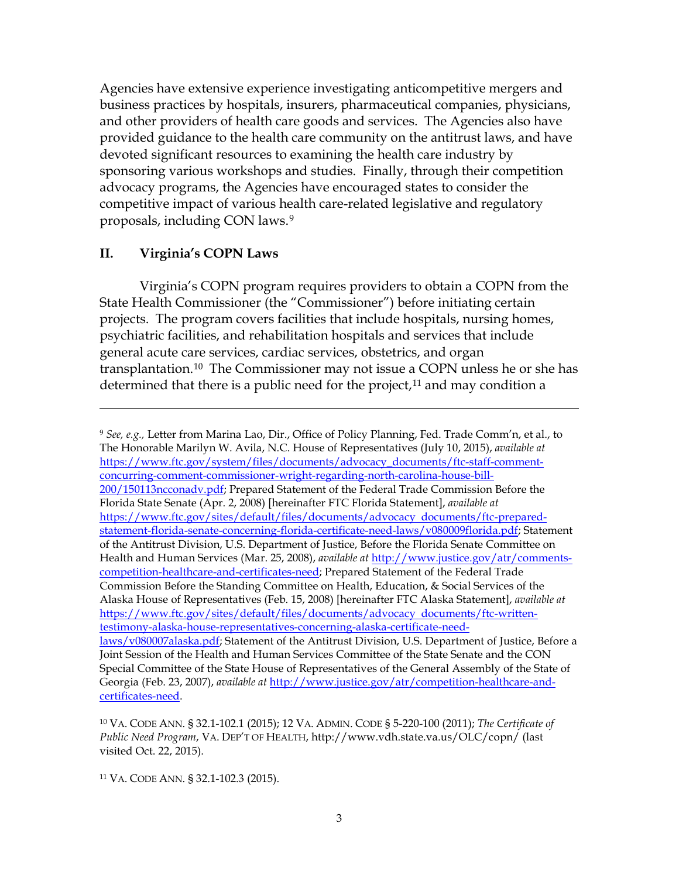Agencies have extensive experience investigating anticompetitive mergers and business practices by hospitals, insurers, pharmaceutical companies, physicians, and other providers of health care goods and services. The Agencies also have provided guidance to the health care community on the antitrust laws, and have devoted significant resources to examining the health care industry by sponsoring various workshops and studies. Finally, through their competition advocacy programs, the Agencies have encouraged states to consider the competitive impact of various health care-related legislative and regulatory proposals, including CON laws.[9]

## II. Virginia's COPN Laws

Virginia's COPN program requires providers to obtain a COPN from the State Health Commissioner (the "Commissioner") before initiating certain projects. The program covers facilities that include hospitals, nursing homes, psychiatric facilities, and rehabilitation hospitals and services that include general acute care services, cardiac services, obstetrics, and organ transplantation.[10] The Commissioner may not issue a COPN unless he or she has determined that there is a public need for the project,[11] and may condition a

---

[9] *See, e.g.,* Letter from Marina Lao, Dir., Office of Policy Planning, Fed. Trade Comm'n, et al., to The Honorable Marilyn W. Avila, N.C. House of Representatives (July 10, 2015), *available at* https://www.ftc.gov/system/files/documents/advocacy_documents/ftc-staff-comment-concurring-comment-commissioner-wright-regarding-north-carolina-house-bill-200/150113ncconadv.pdf; Prepared Statement of the Federal Trade Commission Before the Florida State Senate (Apr. 2, 2008) [hereinafter FTC Florida Statement], *available at* https://www.ftc.gov/sites/default/files/documents/advocacy_documents/ftc-prepared-statement-florida-senate-concerning-florida-certificate-need-laws/v080009florida.pdf; Statement of the Antitrust Division, U.S. Department of Justice, Before the Florida Senate Committee on Health and Human Services (Mar. 25, 2008), *available at* http://www.justice.gov/atr/comments-competition-healthcare-and-certificates-need; Prepared Statement of the Federal Trade Commission Before the Standing Committee on Health, Education, & Social Services of the Alaska House of Representatives (Feb. 15, 2008) [hereinafter FTC Alaska Statement], *available at* https://www.ftc.gov/sites/default/files/documents/advocacy_documents/ftc-written-testimony-alaska-house-representatives-concerning-alaska-certificate-need-laws/v080007alaska.pdf; Statement of the Antitrust Division, U.S. Department of Justice, Before a Joint Session of the Health and Human Services Committee of the State Senate and the CON Special Committee of the State House of Representatives of the General Assembly of the State of Georgia (Feb. 23, 2007), *available at* http://www.justice.gov/atr/competition-healthcare-and-certificates-need.

[10] VA. CODE ANN. § 32.1-102.1 (2015); 12 VA. ADMIN. CODE § 5-220-100 (2011); *The Certificate of Public Need Program*, VA. DEP'T OF HEALTH, http://www.vdh.state.va.us/OLC/copn/ (last visited Oct. 22, 2015).

[11] VA. CODE ANN. § 32.1-102.3 (2015).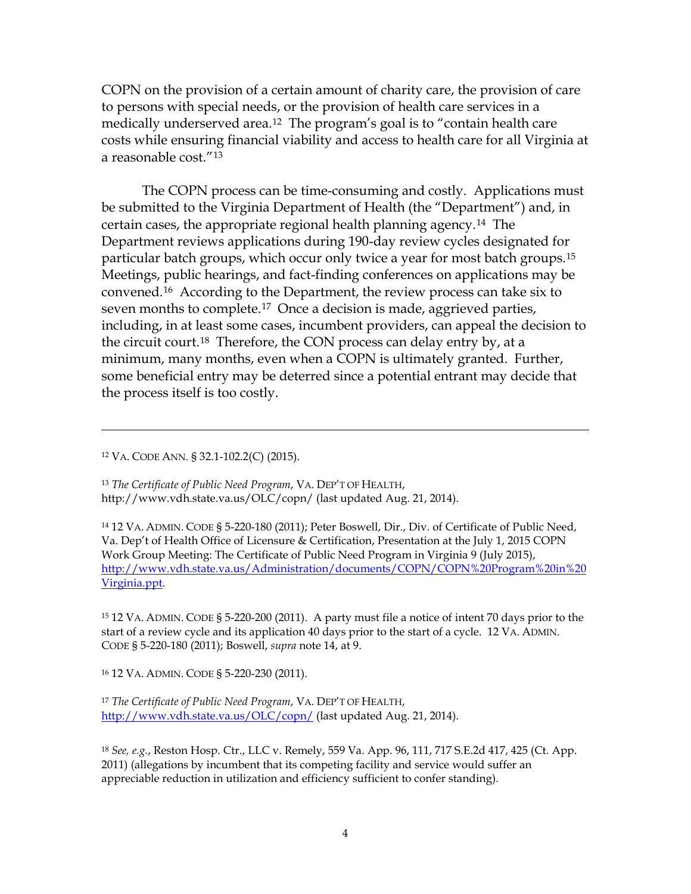COPN on the provision of a certain amount of charity care, the provision of care to persons with special needs, or the provision of health care services in a medically underserved area.[12] The program's goal is to "contain health care costs while ensuring financial viability and access to health care for all Virginia at a reasonable cost."[13]

The COPN process can be time-consuming and costly. Applications must be submitted to the Virginia Department of Health (the "Department") and, in certain cases, the appropriate regional health planning agency.[14] The Department reviews applications during 190-day review cycles designated for particular batch groups, which occur only twice a year for most batch groups.[15] Meetings, public hearings, and fact-finding conferences on applications may be convened.[16] According to the Department, the review process can take six to seven months to complete.[17] Once a decision is made, aggrieved parties, including, in at least some cases, incumbent providers, can appeal the decision to the circuit court.[18] Therefore, the CON process can delay entry by, at a minimum, many months, even when a COPN is ultimately granted. Further, some beneficial entry may be deterred since a potential entrant may decide that the process itself is too costly.

---

[12] VA. CODE ANN. § 32.1-102.2(C) (2015).

[13] *The Certificate of Public Need Program*, VA. DEP'T OF HEALTH, http://www.vdh.state.va.us/OLC/copn/ (last updated Aug. 21, 2014).

[14] 12 VA. ADMIN. CODE § 5-220-180 (2011); Peter Boswell, Dir., Div. of Certificate of Public Need, Va. Dep't of Health Office of Licensure & Certification, Presentation at the July 1, 2015 COPN Work Group Meeting: The Certificate of Public Need Program in Virginia 9 (July 2015), [http://www.vdh.state.va.us/Administration/documents/COPN/COPN%20Program%20in%20Virginia.ppt](http://www.vdh.state.va.us/Administration/documents/COPN/COPN%20Program%20in%20Virginia.ppt).

[15] 12 VA. ADMIN. CODE § 5-220-200 (2011). A party must file a notice of intent 70 days prior to the start of a review cycle and its application 40 days prior to the start of a cycle. 12 VA. ADMIN. CODE § 5-220-180 (2011); Boswell, *supra* note 14, at 9.

[16] 12 VA. ADMIN. CODE § 5-220-230 (2011).

[17] *The Certificate of Public Need Program*, VA. DEP'T OF HEALTH, [http://www.vdh.state.va.us/OLC/copn/](http://www.vdh.state.va.us/OLC/copn/) (last updated Aug. 21, 2014).

[18] *See, e.g.*, Reston Hosp. Ctr., LLC v. Remely, 559 Va. App. 96, 111, 717 S.E.2d 417, 425 (Ct. App. 2011) (allegations by incumbent that its competing facility and service would suffer an appreciable reduction in utilization and efficiency sufficient to confer standing).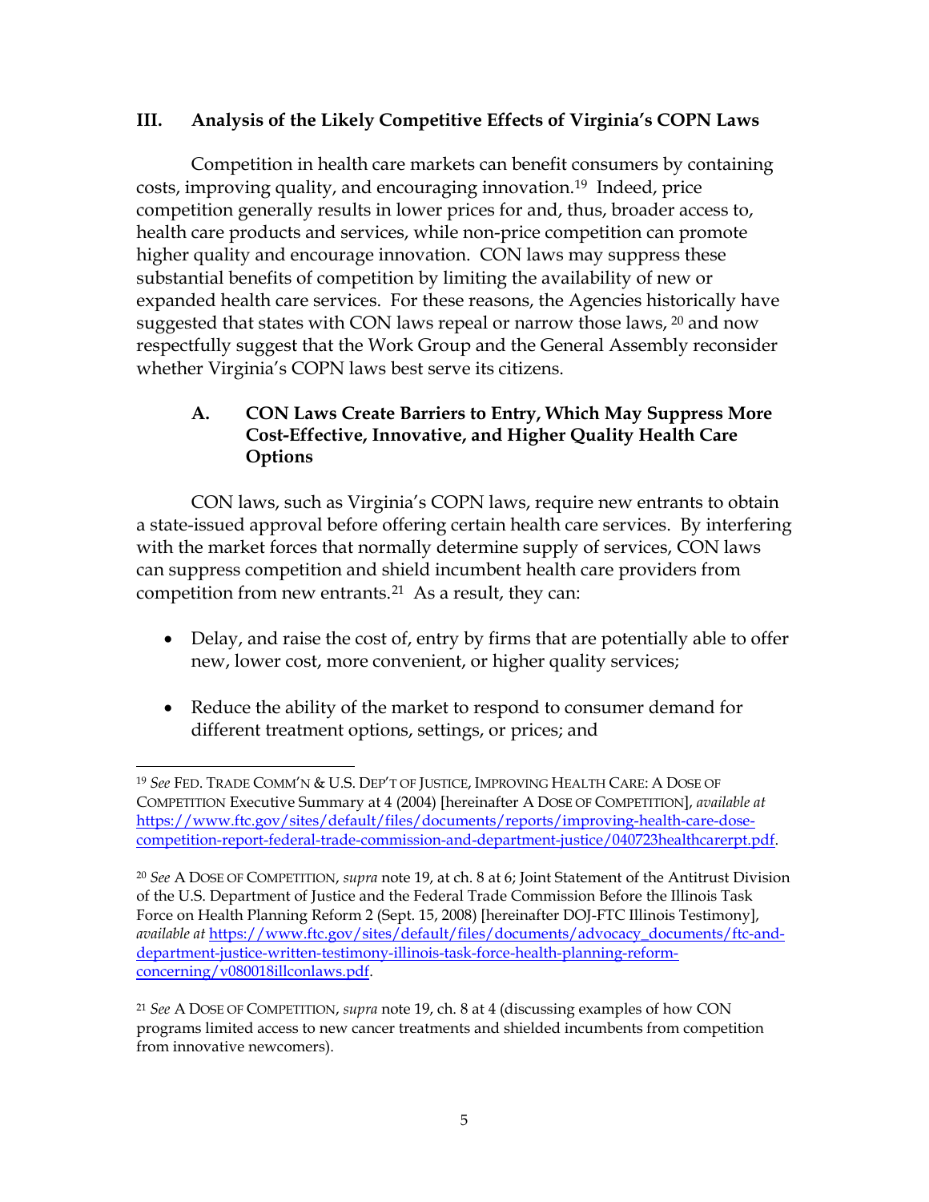## III. Analysis of the Likely Competitive Effects of Virginia's COPN Laws

Competition in health care markets can benefit consumers by containing costs, improving quality, and encouraging innovation.[19] Indeed, price competition generally results in lower prices for and, thus, broader access to, health care products and services, while non-price competition can promote higher quality and encourage innovation. CON laws may suppress these substantial benefits of competition by limiting the availability of new or expanded health care services. For these reasons, the Agencies historically have suggested that states with CON laws repeal or narrow those laws, [20] and now respectfully suggest that the Work Group and the General Assembly reconsider whether Virginia's COPN laws best serve its citizens.

### A. CON Laws Create Barriers to Entry, Which May Suppress More Cost-Effective, Innovative, and Higher Quality Health Care Options

CON laws, such as Virginia's COPN laws, require new entrants to obtain a state-issued approval before offering certain health care services. By interfering with the market forces that normally determine supply of services, CON laws can suppress competition and shield incumbent health care providers from competition from new entrants.[21] As a result, they can:

- Delay, and raise the cost of, entry by firms that are potentially able to offer new, lower cost, more convenient, or higher quality services;
- Reduce the ability of the market to respond to consumer demand for different treatment options, settings, or prices; and

---

[19] *See* FED. TRADE COMM'N & U.S. DEP'T OF JUSTICE, IMPROVING HEALTH CARE: A DOSE OF COMPETITION Executive Summary at 4 (2004) [hereinafter A DOSE OF COMPETITION], *available at* https://www.ftc.gov/sites/default/files/documents/reports/improving-health-care-dose-competition-report-federal-trade-commission-and-department-justice/040723healthcarerpt.pdf.

[20] *See* A DOSE OF COMPETITION, *supra* note 19, at ch. 8 at 6; Joint Statement of the Antitrust Division of the U.S. Department of Justice and the Federal Trade Commission Before the Illinois Task Force on Health Planning Reform 2 (Sept. 15, 2008) [hereinafter DOJ-FTC Illinois Testimony], *available at* https://www.ftc.gov/sites/default/files/documents/advocacy_documents/ftc-and-department-justice-written-testimony-illinois-task-force-health-planning-reform-concerning/v080018illconlaws.pdf.

[21] *See* A DOSE OF COMPETITION, *supra* note 19, ch. 8 at 4 (discussing examples of how CON programs limited access to new cancer treatments and shielded incumbents from competition from innovative newcomers).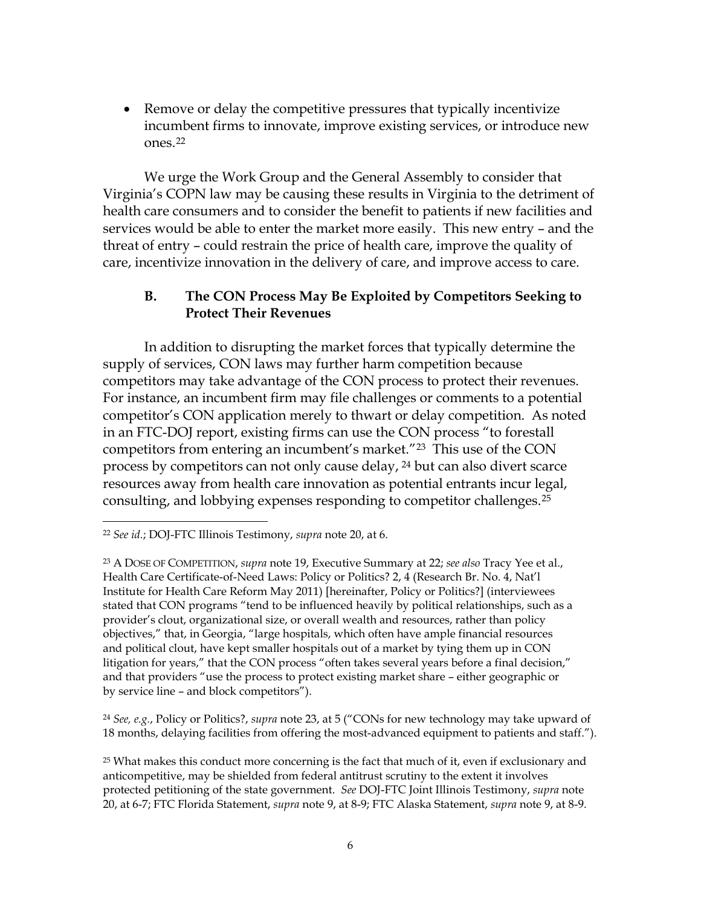- Remove or delay the competitive pressures that typically incentivize incumbent firms to innovate, improve existing services, or introduce new ones.[22]

We urge the Work Group and the General Assembly to consider that Virginia's COPN law may be causing these results in Virginia to the detriment of health care consumers and to consider the benefit to patients if new facilities and services would be able to enter the market more easily. This new entry – and the threat of entry – could restrain the price of health care, improve the quality of care, incentivize innovation in the delivery of care, and improve access to care.

### B. The CON Process May Be Exploited by Competitors Seeking to Protect Their Revenues

In addition to disrupting the market forces that typically determine the supply of services, CON laws may further harm competition because competitors may take advantage of the CON process to protect their revenues. For instance, an incumbent firm may file challenges or comments to a potential competitor's CON application merely to thwart or delay competition. As noted in an FTC-DOJ report, existing firms can use the CON process "to forestall competitors from entering an incumbent's market."[23] This use of the CON process by competitors can not only cause delay, [24] but can also divert scarce resources away from health care innovation as potential entrants incur legal, consulting, and lobbying expenses responding to competitor challenges.[25]

---

[22] *See id.*; DOJ-FTC Illinois Testimony, *supra* note 20, at 6.

[23] A DOSE OF COMPETITION, *supra* note 19, Executive Summary at 22; *see also* Tracy Yee et al., Health Care Certificate-of-Need Laws: Policy or Politics? 2, 4 (Research Br. No. 4, Nat'l Institute for Health Care Reform May 2011) [hereinafter, Policy or Politics?] (interviewees stated that CON programs "tend to be influenced heavily by political relationships, such as a provider's clout, organizational size, or overall wealth and resources, rather than policy objectives," that, in Georgia, "large hospitals, which often have ample financial resources and political clout, have kept smaller hospitals out of a market by tying them up in CON litigation for years," that the CON process "often takes several years before a final decision," and that providers "use the process to protect existing market share – either geographic or by service line – and block competitors").

[24] *See, e.g.*, Policy or Politics?, *supra* note 23, at 5 ("CONs for new technology may take upward of 18 months, delaying facilities from offering the most-advanced equipment to patients and staff.").

[25] What makes this conduct more concerning is the fact that much of it, even if exclusionary and anticompetitive, may be shielded from federal antitrust scrutiny to the extent it involves protected petitioning of the state government. *See* DOJ-FTC Joint Illinois Testimony, *supra* note 20, at 6-7; FTC Florida Statement, *supra* note 9, at 8-9; FTC Alaska Statement, *supra* note 9, at 8-9.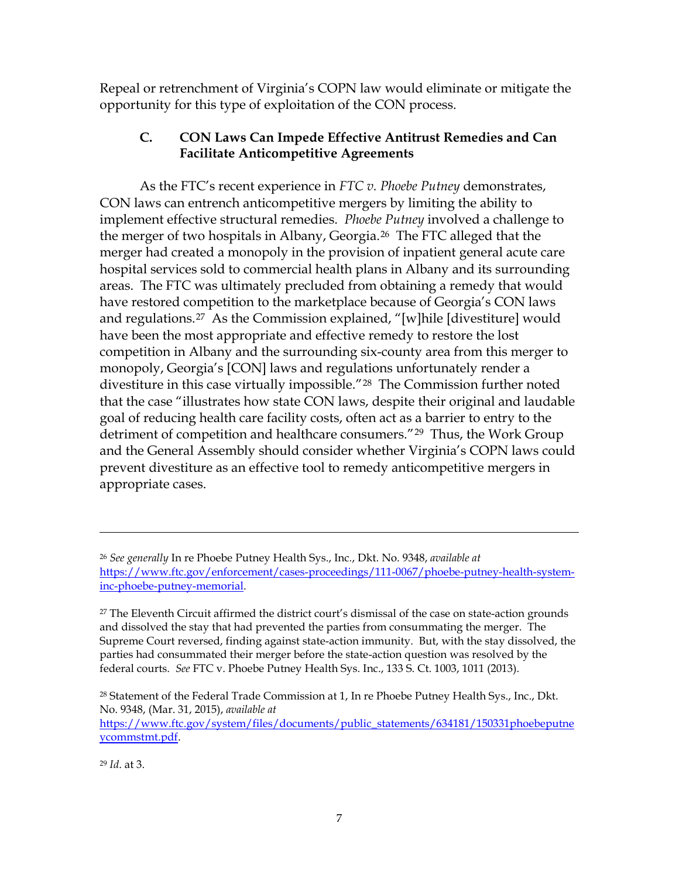Repeal or retrenchment of Virginia's COPN law would eliminate or mitigate the opportunity for this type of exploitation of the CON process.

### C. CON Laws Can Impede Effective Antitrust Remedies and Can Facilitate Anticompetitive Agreements

As the FTC's recent experience in *FTC v. Phoebe Putney* demonstrates, CON laws can entrench anticompetitive mergers by limiting the ability to implement effective structural remedies. *Phoebe Putney* involved a challenge to the merger of two hospitals in Albany, Georgia.[26] The FTC alleged that the merger had created a monopoly in the provision of inpatient general acute care hospital services sold to commercial health plans in Albany and its surrounding areas. The FTC was ultimately precluded from obtaining a remedy that would have restored competition to the marketplace because of Georgia's CON laws and regulations.[27] As the Commission explained, "[w]hile [divestiture] would have been the most appropriate and effective remedy to restore the lost competition in Albany and the surrounding six-county area from this merger to monopoly, Georgia's [CON] laws and regulations unfortunately render a divestiture in this case virtually impossible."[28] The Commission further noted that the case "illustrates how state CON laws, despite their original and laudable goal of reducing health care facility costs, often act as a barrier to entry to the detriment of competition and healthcare consumers."[29] Thus, the Work Group and the General Assembly should consider whether Virginia's COPN laws could prevent divestiture as an effective tool to remedy anticompetitive mergers in appropriate cases.

---

[26] *See generally* In re Phoebe Putney Health Sys., Inc., Dkt. No. 9348, *available at* https://www.ftc.gov/enforcement/cases-proceedings/111-0067/phoebe-putney-health-system-inc-phoebe-putney-memorial.

[27] The Eleventh Circuit affirmed the district court's dismissal of the case on state-action grounds and dissolved the stay that had prevented the parties from consummating the merger. The Supreme Court reversed, finding against state-action immunity. But, with the stay dissolved, the parties had consummated their merger before the state-action question was resolved by the federal courts. *See* FTC v. Phoebe Putney Health Sys. Inc., 133 S. Ct. 1003, 1011 (2013).

[28] Statement of the Federal Trade Commission at 1, In re Phoebe Putney Health Sys., Inc., Dkt. No. 9348, (Mar. 31, 2015), *available at* https://www.ftc.gov/system/files/documents/public_statements/634181/150331phoebeputneycommstmt.pdf.

[29] *Id.* at 3.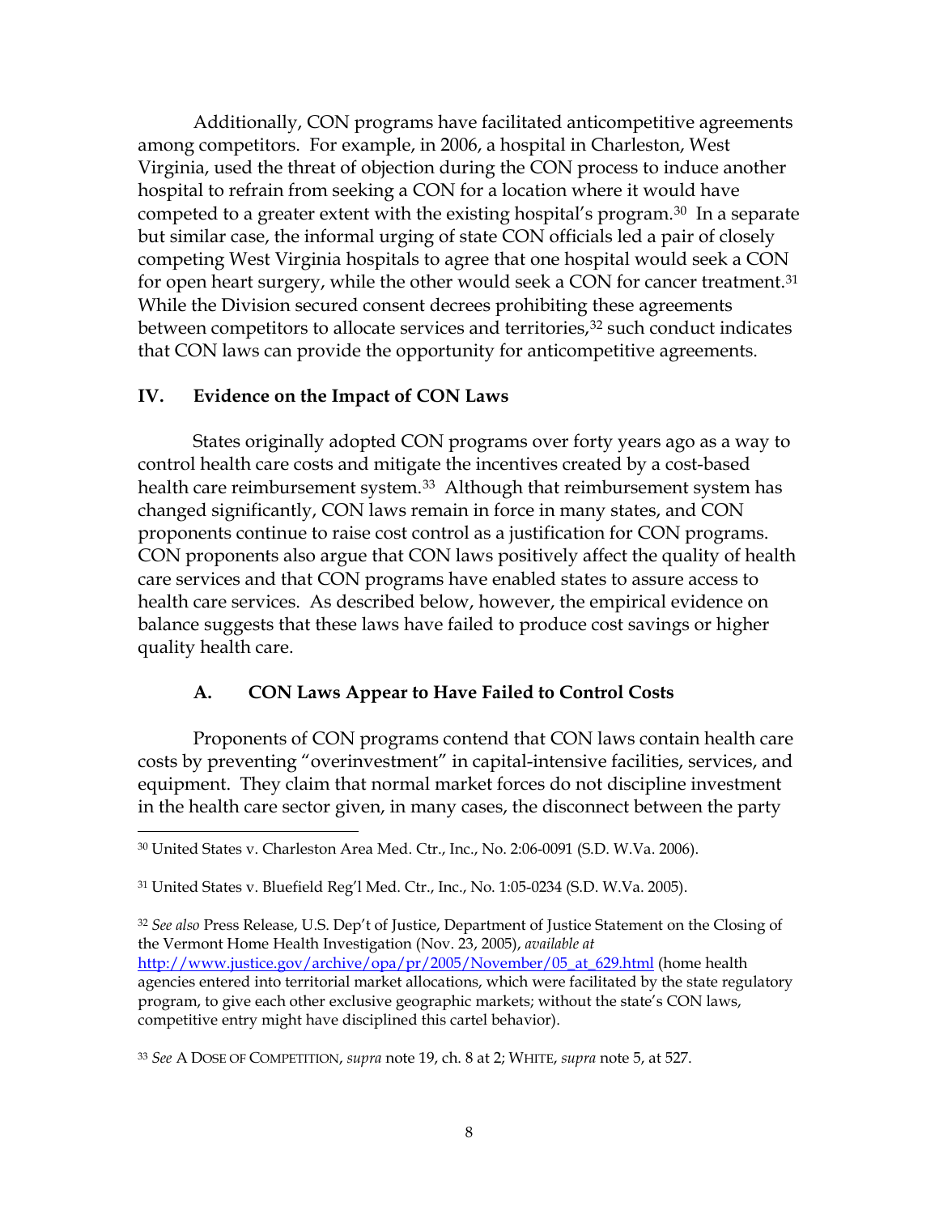Additionally, CON programs have facilitated anticompetitive agreements among competitors. For example, in 2006, a hospital in Charleston, West Virginia, used the threat of objection during the CON process to induce another hospital to refrain from seeking a CON for a location where it would have competed to a greater extent with the existing hospital's program.[30] In a separate but similar case, the informal urging of state CON officials led a pair of closely competing West Virginia hospitals to agree that one hospital would seek a CON for open heart surgery, while the other would seek a CON for cancer treatment.[31] While the Division secured consent decrees prohibiting these agreements between competitors to allocate services and territories,[32] such conduct indicates that CON laws can provide the opportunity for anticompetitive agreements.

## IV. Evidence on the Impact of CON Laws

States originally adopted CON programs over forty years ago as a way to control health care costs and mitigate the incentives created by a cost-based health care reimbursement system.[33] Although that reimbursement system has changed significantly, CON laws remain in force in many states, and CON proponents continue to raise cost control as a justification for CON programs. CON proponents also argue that CON laws positively affect the quality of health care services and that CON programs have enabled states to assure access to health care services. As described below, however, the empirical evidence on balance suggests that these laws have failed to produce cost savings or higher quality health care.

### A. CON Laws Appear to Have Failed to Control Costs

Proponents of CON programs contend that CON laws contain health care costs by preventing "overinvestment" in capital-intensive facilities, services, and equipment. They claim that normal market forces do not discipline investment in the health care sector given, in many cases, the disconnect between the party

---

[30] United States v. Charleston Area Med. Ctr., Inc., No. 2:06-0091 (S.D. W.Va. 2006).

[31] United States v. Bluefield Reg'l Med. Ctr., Inc., No. 1:05-0234 (S.D. W.Va. 2005).

[32] *See also* Press Release, U.S. Dep't of Justice, Department of Justice Statement on the Closing of the Vermont Home Health Investigation (Nov. 23, 2005), *available at* http://www.justice.gov/archive/opa/pr/2005/November/05_at_629.html (home health agencies entered into territorial market allocations, which were facilitated by the state regulatory program, to give each other exclusive geographic markets; without the state's CON laws, competitive entry might have disciplined this cartel behavior).

[33] *See* A DOSE OF COMPETITION, *supra* note 19, ch. 8 at 2; WHITE, *supra* note 5, at 527.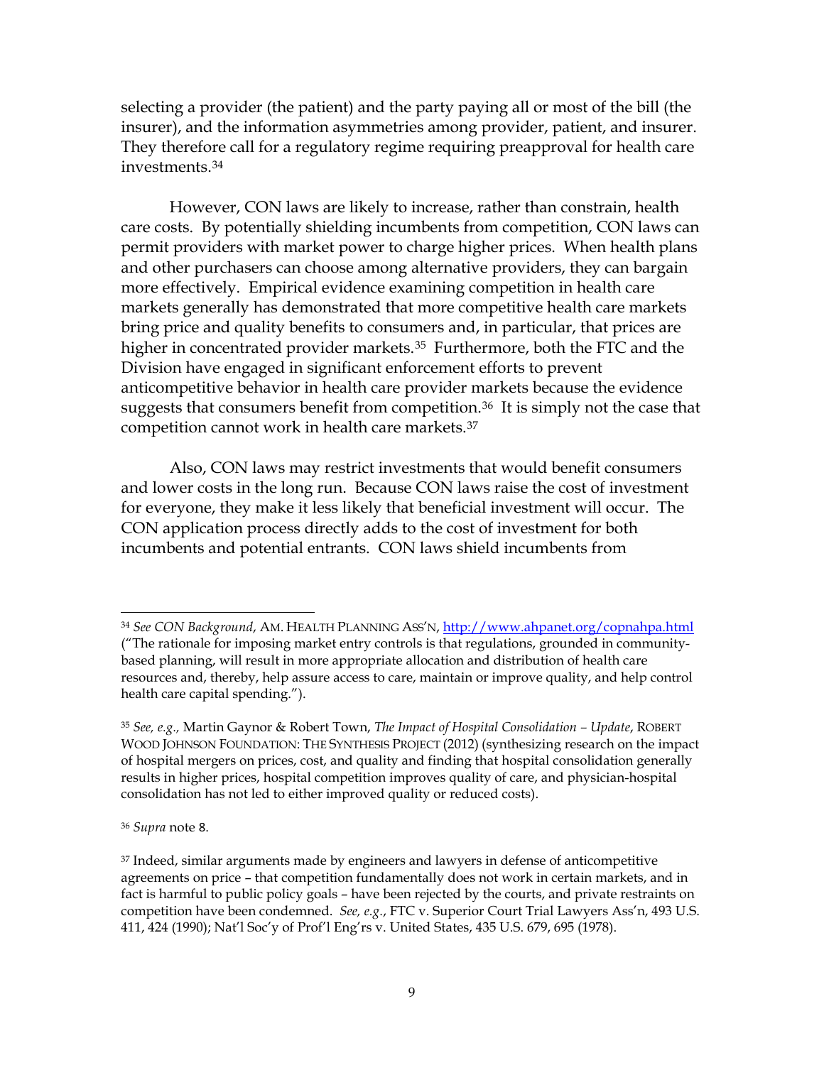selecting a provider (the patient) and the party paying all or most of the bill (the insurer), and the information asymmetries among provider, patient, and insurer. They therefore call for a regulatory regime requiring preapproval for health care investments.[34]

However, CON laws are likely to increase, rather than constrain, health care costs. By potentially shielding incumbents from competition, CON laws can permit providers with market power to charge higher prices. When health plans and other purchasers can choose among alternative providers, they can bargain more effectively. Empirical evidence examining competition in health care markets generally has demonstrated that more competitive health care markets bring price and quality benefits to consumers and, in particular, that prices are higher in concentrated provider markets.[35] Furthermore, both the FTC and the Division have engaged in significant enforcement efforts to prevent anticompetitive behavior in health care provider markets because the evidence suggests that consumers benefit from competition.[36] It is simply not the case that competition cannot work in health care markets.[37]

Also, CON laws may restrict investments that would benefit consumers and lower costs in the long run. Because CON laws raise the cost of investment for everyone, they make it less likely that beneficial investment will occur. The CON application process directly adds to the cost of investment for both incumbents and potential entrants. CON laws shield incumbents from

---

[34] *See CON Background*, AM. HEALTH PLANNING ASS'N, http://www.ahpanet.org/copnahpa.html ("The rationale for imposing market entry controls is that regulations, grounded in community-based planning, will result in more appropriate allocation and distribution of health care resources and, thereby, help assure access to care, maintain or improve quality, and help control health care capital spending.").

[35] *See, e.g.,* Martin Gaynor & Robert Town, *The Impact of Hospital Consolidation – Update*, ROBERT WOOD JOHNSON FOUNDATION: THE SYNTHESIS PROJECT (2012) (synthesizing research on the impact of hospital mergers on prices, cost, and quality and finding that hospital consolidation generally results in higher prices, hospital competition improves quality of care, and physician-hospital consolidation has not led to either improved quality or reduced costs).

[36] *Supra* note 8.

[37] Indeed, similar arguments made by engineers and lawyers in defense of anticompetitive agreements on price – that competition fundamentally does not work in certain markets, and in fact is harmful to public policy goals – have been rejected by the courts, and private restraints on competition have been condemned. *See, e.g.*, FTC v. Superior Court Trial Lawyers Ass'n, 493 U.S. 411, 424 (1990); Nat'l Soc'y of Prof'l Eng'rs v. United States, 435 U.S. 679, 695 (1978).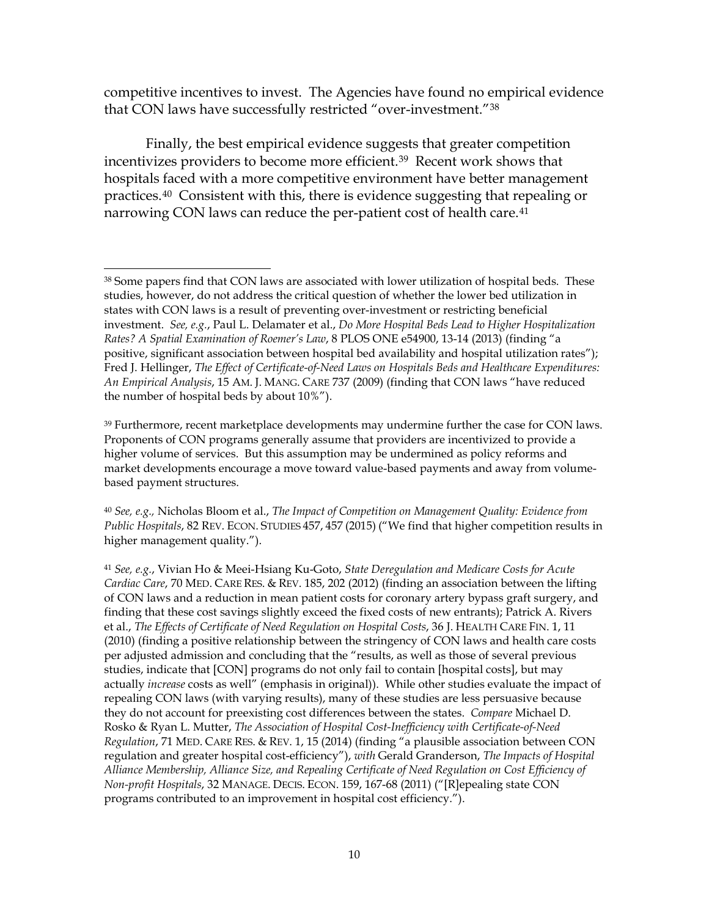competitive incentives to invest. The Agencies have found no empirical evidence that CON laws have successfully restricted "over-investment."[38]

Finally, the best empirical evidence suggests that greater competition incentivizes providers to become more efficient.[39] Recent work shows that hospitals faced with a more competitive environment have better management practices.[40] Consistent with this, there is evidence suggesting that repealing or narrowing CON laws can reduce the per-patient cost of health care.[41]

---

[38] Some papers find that CON laws are associated with lower utilization of hospital beds. These studies, however, do not address the critical question of whether the lower bed utilization in states with CON laws is a result of preventing over-investment or restricting beneficial investment. *See, e.g.*, Paul L. Delamater et al., *Do More Hospital Beds Lead to Higher Hospitalization Rates? A Spatial Examination of Roemer's Law*, 8 PLOS ONE e54900, 13-14 (2013) (finding "a positive, significant association between hospital bed availability and hospital utilization rates"); Fred J. Hellinger, *The Effect of Certificate-of-Need Laws on Hospitals Beds and Healthcare Expenditures: An Empirical Analysis*, 15 AM. J. MANG. CARE 737 (2009) (finding that CON laws "have reduced the number of hospital beds by about 10%").

[39] Furthermore, recent marketplace developments may undermine further the case for CON laws. Proponents of CON programs generally assume that providers are incentivized to provide a higher volume of services. But this assumption may be undermined as policy reforms and market developments encourage a move toward value-based payments and away from volume-based payment structures.

[40] *See, e.g.,* Nicholas Bloom et al., *The Impact of Competition on Management Quality: Evidence from Public Hospitals*, 82 REV. ECON. STUDIES 457, 457 (2015) ("We find that higher competition results in higher management quality.").

[41] *See, e.g.*, Vivian Ho & Meei-Hsiang Ku-Goto, *State Deregulation and Medicare Costs for Acute Cardiac Care*, 70 MED. CARE RES. & REV. 185, 202 (2012) (finding an association between the lifting of CON laws and a reduction in mean patient costs for coronary artery bypass graft surgery, and finding that these cost savings slightly exceed the fixed costs of new entrants); Patrick A. Rivers et al., *The Effects of Certificate of Need Regulation on Hospital Costs*, 36 J. HEALTH CARE FIN. 1, 11 (2010) (finding a positive relationship between the stringency of CON laws and health care costs per adjusted admission and concluding that the "results, as well as those of several previous studies, indicate that [CON] programs do not only fail to contain [hospital costs], but may actually *increase* costs as well" (emphasis in original)). While other studies evaluate the impact of repealing CON laws (with varying results), many of these studies are less persuasive because they do not account for preexisting cost differences between the states. *Compare* Michael D. Rosko & Ryan L. Mutter, *The Association of Hospital Cost-Inefficiency with Certificate-of-Need Regulation*, 71 MED. CARE RES. & REV. 1, 15 (2014) (finding "a plausible association between CON regulation and greater hospital cost-efficiency"), *with* Gerald Granderson, *The Impacts of Hospital Alliance Membership, Alliance Size, and Repealing Certificate of Need Regulation on Cost Efficiency of Non-profit Hospitals*, 32 MANAGE. DECIS. ECON. 159, 167-68 (2011) ("[R]epealing state CON programs contributed to an improvement in hospital cost efficiency.").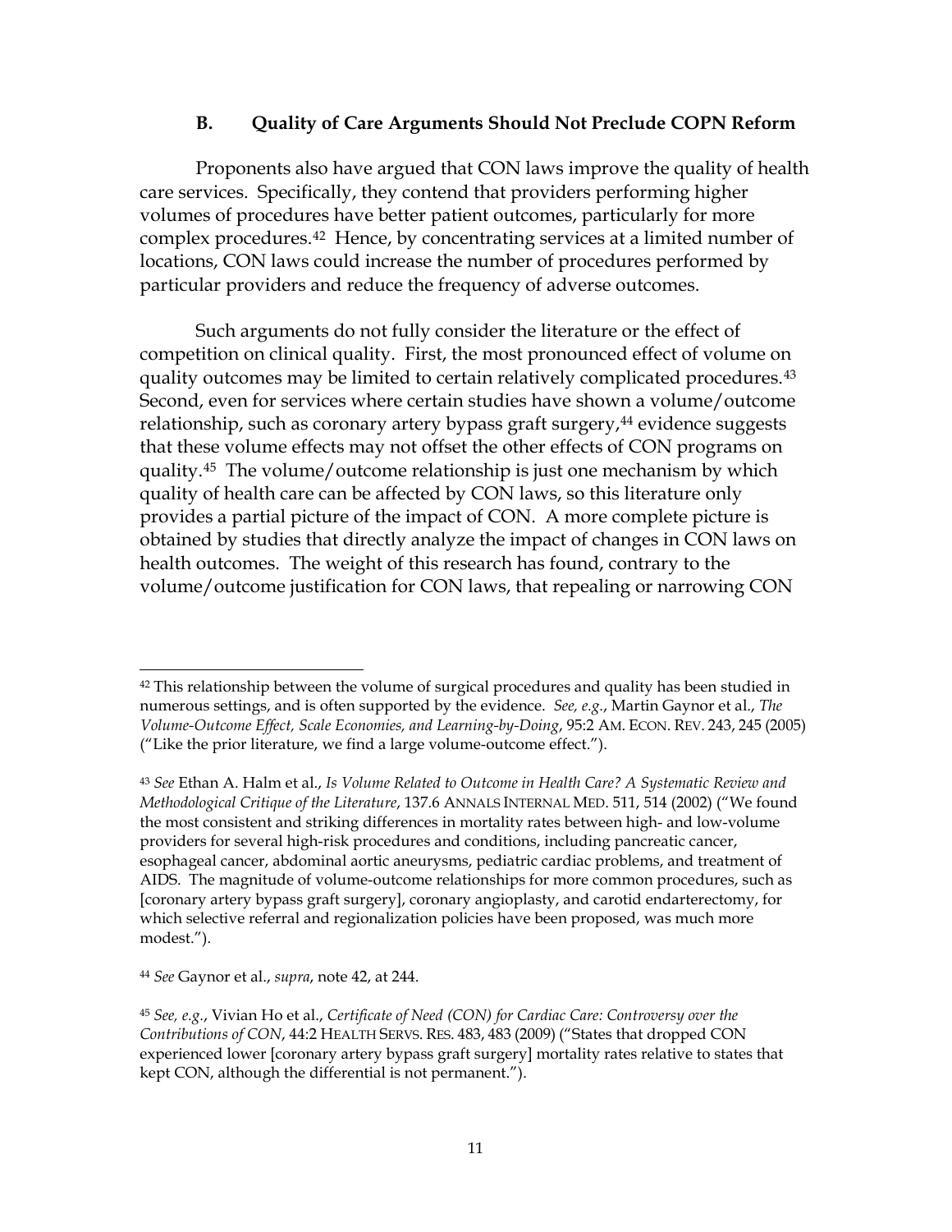### B. Quality of Care Arguments Should Not Preclude COPN Reform

Proponents also have argued that CON laws improve the quality of health care services. Specifically, they contend that providers performing higher volumes of procedures have better patient outcomes, particularly for more complex procedures.[42] Hence, by concentrating services at a limited number of locations, CON laws could increase the number of procedures performed by particular providers and reduce the frequency of adverse outcomes.

Such arguments do not fully consider the literature or the effect of competition on clinical quality. First, the most pronounced effect of volume on quality outcomes may be limited to certain relatively complicated procedures.[43] Second, even for services where certain studies have shown a volume/outcome relationship, such as coronary artery bypass graft surgery,[44] evidence suggests that these volume effects may not offset the other effects of CON programs on quality.[45] The volume/outcome relationship is just one mechanism by which quality of health care can be affected by CON laws, so this literature only provides a partial picture of the impact of CON. A more complete picture is obtained by studies that directly analyze the impact of changes in CON laws on health outcomes. The weight of this research has found, contrary to the volume/outcome justification for CON laws, that repealing or narrowing CON

---

[42] This relationship between the volume of surgical procedures and quality has been studied in numerous settings, and is often supported by the evidence. *See, e.g.*, Martin Gaynor et al., *The Volume-Outcome Effect, Scale Economies, and Learning-by-Doing*, 95:2 AM. ECON. REV. 243, 245 (2005) ("Like the prior literature, we find a large volume-outcome effect.").

[43] *See* Ethan A. Halm et al., *Is Volume Related to Outcome in Health Care? A Systematic Review and Methodological Critique of the Literature*, 137.6 ANNALS INTERNAL MED. 511, 514 (2002) ("We found the most consistent and striking differences in mortality rates between high- and low-volume providers for several high-risk procedures and conditions, including pancreatic cancer, esophageal cancer, abdominal aortic aneurysms, pediatric cardiac problems, and treatment of AIDS. The magnitude of volume-outcome relationships for more common procedures, such as [coronary artery bypass graft surgery], coronary angioplasty, and carotid endarterectomy, for which selective referral and regionalization policies have been proposed, was much more modest.").

[44] *See* Gaynor et al., *supra*, note 42, at 244.

[45] *See, e.g.*, Vivian Ho et al., *Certificate of Need (CON) for Cardiac Care: Controversy over the Contributions of CON*, 44:2 HEALTH SERVS. RES. 483, 483 (2009) ("States that dropped CON experienced lower [coronary artery bypass graft surgery] mortality rates relative to states that kept CON, although the differential is not permanent.").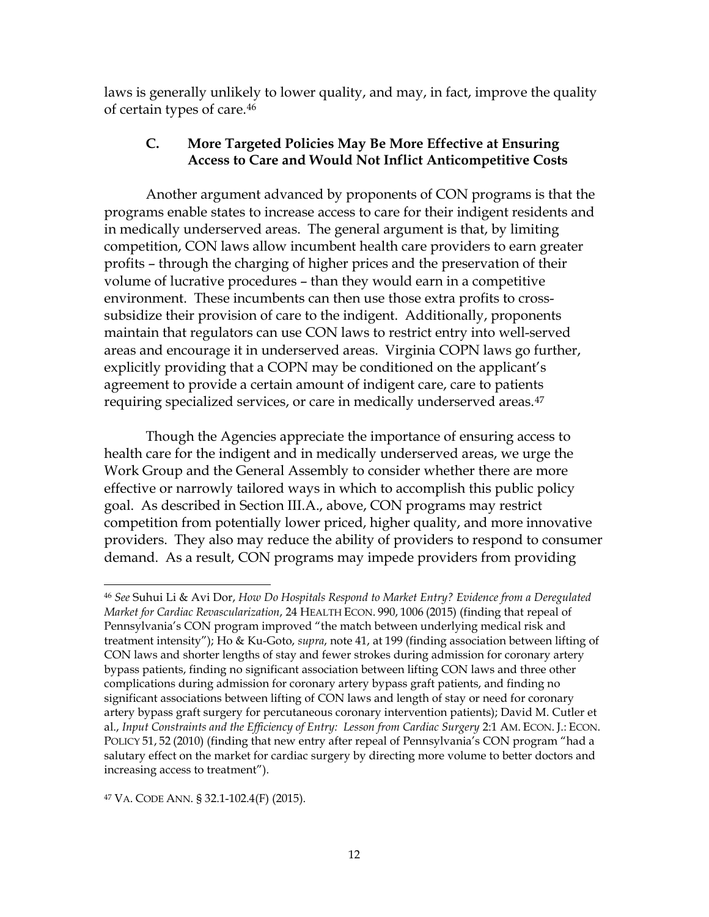laws is generally unlikely to lower quality, and may, in fact, improve the quality of certain types of care.[46]

### C. More Targeted Policies May Be More Effective at Ensuring Access to Care and Would Not Inflict Anticompetitive Costs

Another argument advanced by proponents of CON programs is that the programs enable states to increase access to care for their indigent residents and in medically underserved areas. The general argument is that, by limiting competition, CON laws allow incumbent health care providers to earn greater profits – through the charging of higher prices and the preservation of their volume of lucrative procedures – than they would earn in a competitive environment. These incumbents can then use those extra profits to cross-subsidize their provision of care to the indigent. Additionally, proponents maintain that regulators can use CON laws to restrict entry into well-served areas and encourage it in underserved areas. Virginia COPN laws go further, explicitly providing that a COPN may be conditioned on the applicant's agreement to provide a certain amount of indigent care, care to patients requiring specialized services, or care in medically underserved areas.[47]

Though the Agencies appreciate the importance of ensuring access to health care for the indigent and in medically underserved areas, we urge the Work Group and the General Assembly to consider whether there are more effective or narrowly tailored ways in which to accomplish this public policy goal. As described in Section III.A., above, CON programs may restrict competition from potentially lower priced, higher quality, and more innovative providers. They also may reduce the ability of providers to respond to consumer demand. As a result, CON programs may impede providers from providing

---

[46] *See* Suhui Li & Avi Dor, *How Do Hospitals Respond to Market Entry? Evidence from a Deregulated Market for Cardiac Revascularization*, 24 HEALTH ECON. 990, 1006 (2015) (finding that repeal of Pennsylvania's CON program improved "the match between underlying medical risk and treatment intensity"); Ho & Ku-Goto, *supra*, note 41, at 199 (finding association between lifting of CON laws and shorter lengths of stay and fewer strokes during admission for coronary artery bypass patients, finding no significant association between lifting CON laws and three other complications during admission for coronary artery bypass graft patients, and finding no significant associations between lifting of CON laws and length of stay or need for coronary artery bypass graft surgery for percutaneous coronary intervention patients); David M. Cutler et al., *Input Constraints and the Efficiency of Entry: Lesson from Cardiac Surgery* 2:1 AM. ECON. J.: ECON. POLICY 51, 52 (2010) (finding that new entry after repeal of Pennsylvania's CON program "had a salutary effect on the market for cardiac surgery by directing more volume to better doctors and increasing access to treatment").

[47] VA. CODE ANN. § 32.1-102.4(F) (2015).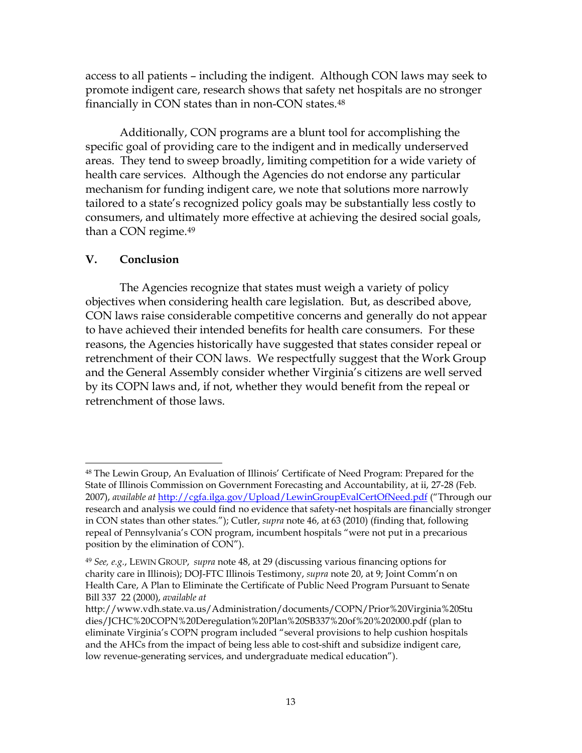access to all patients – including the indigent. Although CON laws may seek to promote indigent care, research shows that safety net hospitals are no stronger financially in CON states than in non-CON states.[48]

Additionally, CON programs are a blunt tool for accomplishing the specific goal of providing care to the indigent and in medically underserved areas. They tend to sweep broadly, limiting competition for a wide variety of health care services. Although the Agencies do not endorse any particular mechanism for funding indigent care, we note that solutions more narrowly tailored to a state's recognized policy goals may be substantially less costly to consumers, and ultimately more effective at achieving the desired social goals, than a CON regime.[49]

## V. Conclusion

The Agencies recognize that states must weigh a variety of policy objectives when considering health care legislation. But, as described above, CON laws raise considerable competitive concerns and generally do not appear to have achieved their intended benefits for health care consumers. For these reasons, the Agencies historically have suggested that states consider repeal or retrenchment of their CON laws. We respectfully suggest that the Work Group and the General Assembly consider whether Virginia's citizens are well served by its COPN laws and, if not, whether they would benefit from the repeal or retrenchment of those laws.

---

[48] The Lewin Group, An Evaluation of Illinois' Certificate of Need Program: Prepared for the State of Illinois Commission on Government Forecasting and Accountability, at ii, 27-28 (Feb. 2007), *available at* http://cgfa.ilga.gov/Upload/LewinGroupEvalCertOfNeed.pdf ("Through our research and analysis we could find no evidence that safety-net hospitals are financially stronger in CON states than other states."); Cutler, *supra* note 46, at 63 (2010) (finding that, following repeal of Pennsylvania's CON program, incumbent hospitals "were not put in a precarious position by the elimination of CON").

[49] *See, e.g.*, LEWIN GROUP, *supra* note 48, at 29 (discussing various financing options for charity care in Illinois); DOJ-FTC Illinois Testimony, *supra* note 20, at 9; Joint Comm'n on Health Care, A Plan to Eliminate the Certificate of Public Need Program Pursuant to Senate Bill 337 22 (2000), *available at* http://www.vdh.state.va.us/Administration/documents/COPN/Prior%20Virginia%20Studies/JCHC%20COPN%20Deregulation%20Plan%20SB337%20of%20%202000.pdf (plan to eliminate Virginia's COPN program included "several provisions to help cushion hospitals and the AHCs from the impact of being less able to cost-shift and subsidize indigent care, low revenue-generating services, and undergraduate medical education").